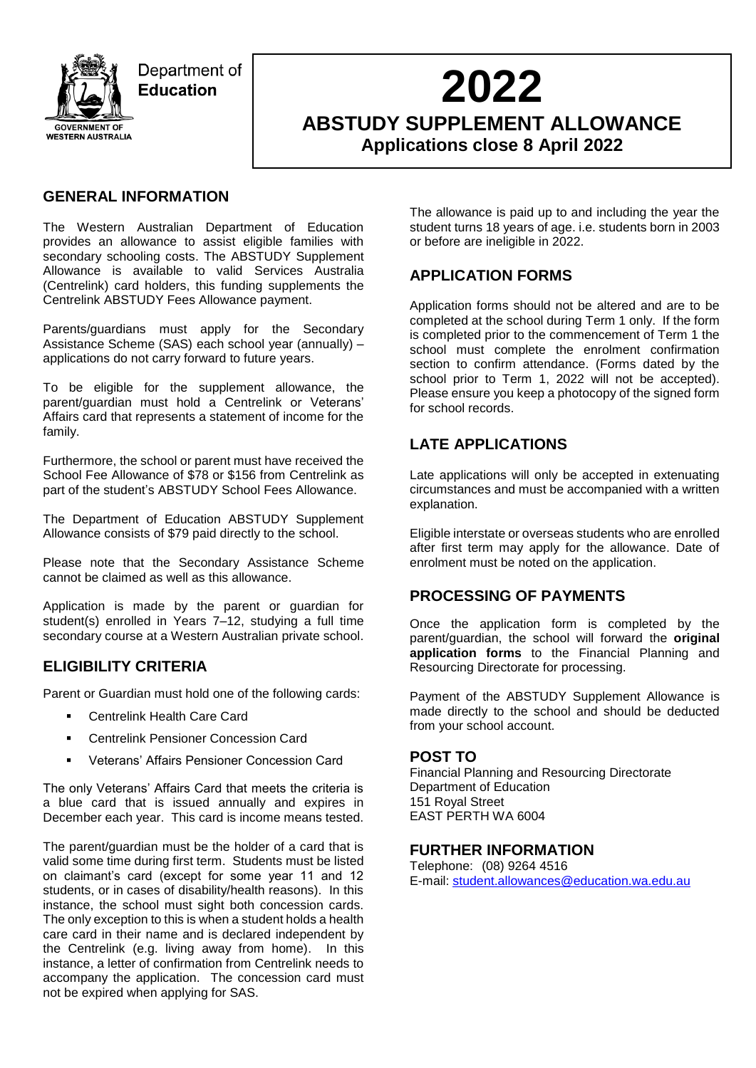Department of **Education**

GOVERNMENT OF WESTERN AUSTRALIA

# 2022

## ABSTUDY SUPPLEMENT ALLOWANCE

**Applications close 8 April 2022**

## GENERAL INFORMATION

The Western Australian Department of Education provides an allowance to assist eligible families with secondary schooling costs. The ABSTUDY Supplement Allowance is available to valid Services Australia (Centrelink) card holders, this funding supplements the Centrelink ABSTUDY Fees Allowance payment.

Parents/guardians must apply for the Secondary Assistance Scheme (SAS) each school year (annually) – applications do not carry forward to future years.

To be eligible for the supplement allowance, the parent/guardian must hold a Centrelink or Veterans' Affairs card that represents a statement of income for the family.

Furthermore, the school or parent must have received the School Fee Allowance of $78 or $156 from Centrelink as part of the student's ABSTUDY School Fees Allowance.

The Department of Education ABSTUDY Supplement Allowance consists of $79 paid directly to the school.

Please note that the Secondary Assistance Scheme cannot be claimed as well as this allowance.

Application is made by the parent or guardian for student(s) enrolled in Years 7–12, studying a full time secondary course at a Western Australian private school.

## ELIGIBILITY CRITERIA

Parent or Guardian must hold one of the following cards:

- Centrelink Health Care Card
- Centrelink Pensioner Concession Card
- Veterans' Affairs Pensioner Concession Card

The only Veterans' Affairs Card that meets the criteria is a blue card that is issued annually and expires in December each year. This card is income means tested.

The parent/guardian must be the holder of a card that is valid some time during first term. Students must be listed on claimant's card (except for some year 11 and 12 students, or in cases of disability/health reasons). In this instance, the school must sight both concession cards. The only exception to this is when a student holds a health care card in their name and is declared independent by the Centrelink (e.g. living away from home). In this instance, a letter of confirmation from Centrelink needs to accompany the application. The concession card must not be expired when applying for SAS.

The allowance is paid up to and including the year the student turns 18 years of age. i.e. students born in 2003 or before are ineligible in 2022.

## APPLICATION FORMS

Application forms should not be altered and are to be completed at the school during Term 1 only. If the form is completed prior to the commencement of Term 1 the school must complete the enrolment confirmation section to confirm attendance. (Forms dated by the school prior to Term 1, 2022 will not be accepted). Please ensure you keep a photocopy of the signed form for school records.

## LATE APPLICATIONS

Late applications will only be accepted in extenuating circumstances and must be accompanied with a written explanation.

Eligible interstate or overseas students who are enrolled after first term may apply for the allowance. Date of enrolment must be noted on the application.

## PROCESSING OF PAYMENTS

Once the application form is completed by the parent/guardian, the school will forward the **original application forms** to the Financial Planning and Resourcing Directorate for processing.

Payment of the ABSTUDY Supplement Allowance is made directly to the school and should be deducted from your school account.

## POST TO

Financial Planning and Resourcing Directorate
Department of Education
151 Royal Street
EAST PERTH WA 6004

## FURTHER INFORMATION

Telephone: (08) 9264 4516
E-mail: student.allowances@education.wa.edu.au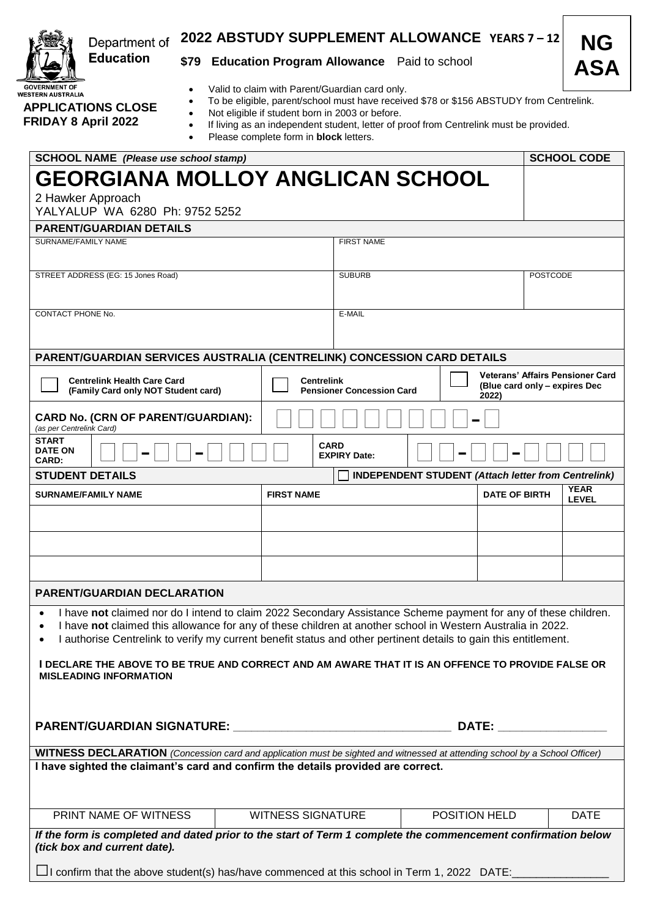Department of Education

GOVERNMENT OF WESTERN AUSTRALIA

# 2022 ABSTUDY SUPPLEMENT ALLOWANCE YEARS 7 – 12

**NG ASA**

**$79 Education Program Allowance** Paid to school

**APPLICATIONS CLOSE FRIDAY 8 April 2022**

- Valid to claim with Parent/Guardian card only.
- To be eligible, parent/school must have received $78 or $156 ABSTUDY from Centrelink.
- Not eligible if student born in 2003 or before.
- If living as an independent student, letter of proof from Centrelink must be provided.
- Please complete form in **block** letters.

| **SCHOOL NAME** *(Please use school stamp)* | **SCHOOL CODE** |
|---|---|
| **GEORGIANA MOLLOY ANGLICAN SCHOOL**<br>2 Hawker Approach<br>YALYALUP WA 6280 Ph: 9752 5252 | |

## PARENT/GUARDIAN DETAILS

| | | |
|---|---|---|
| SURNAME/FAMILY NAME | FIRST NAME | |
| STREET ADDRESS (EG: 15 Jones Road) | SUBURB | POSTCODE |
| CONTACT PHONE No. | E-MAIL | |

## PARENT/GUARDIAN SERVICES AUSTRALIA (CENTRELINK) CONCESSION CARD DETAILS

☐ **Centrelink Health Care Card (Family Card only NOT Student card)**

☐ **Centrelink Pensioner Concession Card**

☐ **Veterans' Affairs Pensioner Card (Blue card only – expires Dec 2022)**

**CARD No. (CRN OF PARENT/GUARDIAN):** *(as per Centrelink Card)* ☐☐☐☐☐☐☐☐☐ – ☐

**START DATE ON CARD:** ☐☐ – ☐☐ – ☐☐☐☐ **CARD EXPIRY Date:** ☐☐ – ☐☐ – ☐☐☐☐

## STUDENT DETAILS

☐ **INDEPENDENT STUDENT** *(Attach letter from Centrelink)*

| SURNAME/FAMILY NAME | FIRST NAME | DATE OF BIRTH | YEAR LEVEL |
|---|---|---|---|
| | | | |
| | | | |
| | | | |

## PARENT/GUARDIAN DECLARATION

- I have **not** claimed nor do I intend to claim 2022 Secondary Assistance Scheme payment for any of these children.
- I have **not** claimed this allowance for any of these children at another school in Western Australia in 2022.
- I authorise Centrelink to verify my current benefit status and other pertinent details to gain this entitlement.

**I DECLARE THE ABOVE TO BE TRUE AND CORRECT AND AM AWARE THAT IT IS AN OFFENCE TO PROVIDE FALSE OR MISLEADING INFORMATION**

**PARENT/GUARDIAN SIGNATURE:** ______________________________ **DATE:** ______________

**WITNESS DECLARATION** *(Concession card and application must be sighted and witnessed at attending school by a School Officer)*

**I have sighted the claimant's card and confirm the details provided are correct.**

| PRINT NAME OF WITNESS | WITNESS SIGNATURE | POSITION HELD | DATE |
|---|---|---|---|

***If the form is completed and dated prior to the start of Term 1 complete the commencement confirmation below (tick box and current date).***

☐ I confirm that the above student(s) has/have commenced at this school in Term 1, 2022 DATE:______________